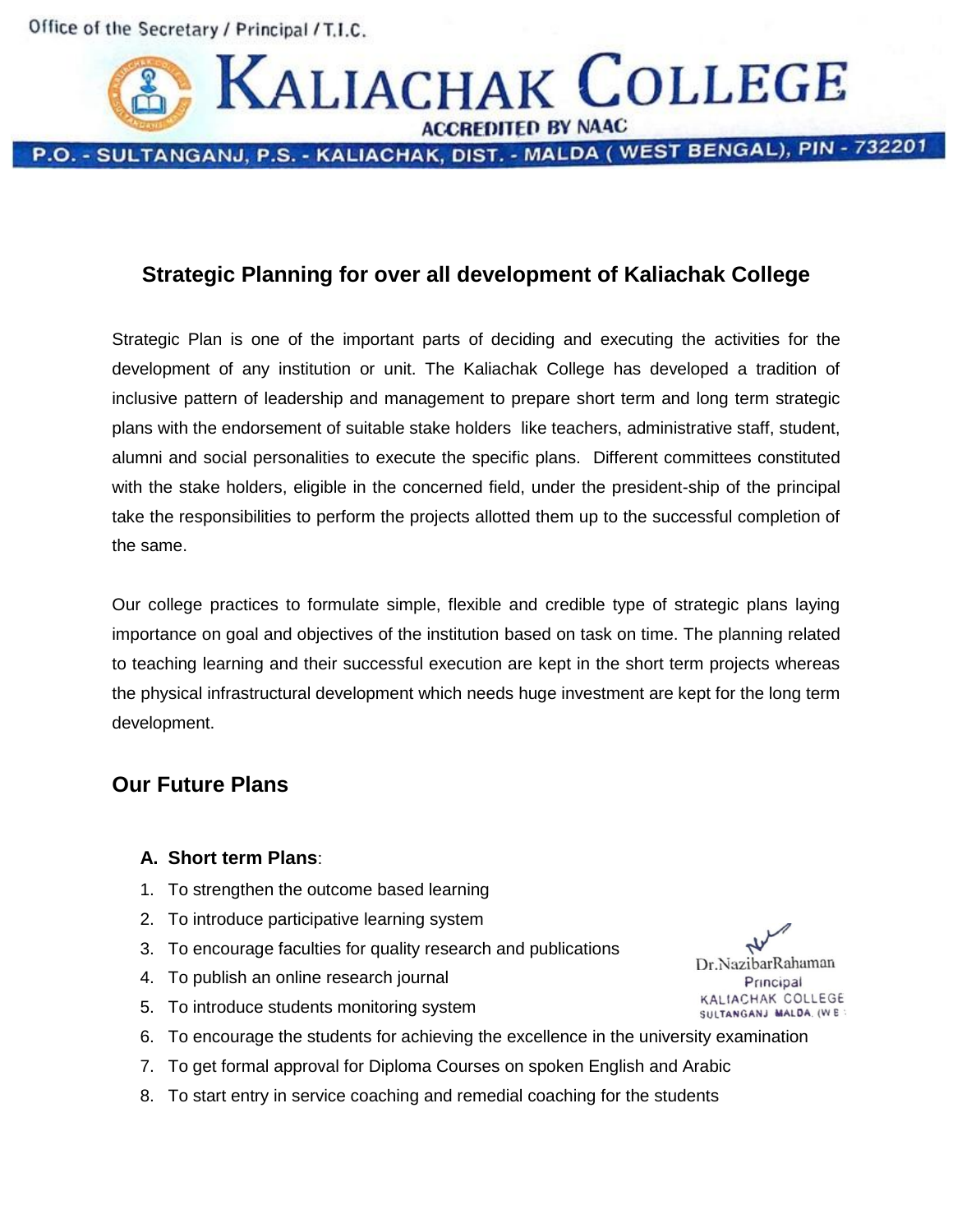Office of the Secretary / Principal / T.I.C.

# KALIACHAK COLLEGE

ACCREDITED BY NAAC

P.O. - SULTANGANJ, P.S. - KALIACHAK, DIST. - MALDA ( WEST BENGAL), PIN - 732201

## Strategic Planning for over all development of Kaliachak College

Strategic Plan is one of the important parts of deciding and executing the activities for the development of any institution or unit. The Kaliachak College has developed a tradition of inclusive pattern of leadership and management to prepare short term and long term strategic plans with the endorsement of suitable stake holders like teachers, administrative staff, student, alumni and social personalities to execute the specific plans. Different committees constituted with the stake holders, eligible in the concerned field, under the president-ship of the principal take the responsibilities to perform the projects allotted them up to the successful completion of the same.

Our college practices to formulate simple, flexible and credible type of strategic plans laying importance on goal and objectives of the institution based on task on time. The planning related to teaching learning and their successful execution are kept in the short term projects whereas the physical infrastructural development which needs huge investment are kept for the long term development.

## Our Future Plans

**A. Short term Plans**:

1. To strengthen the outcome based learning
2. To introduce participative learning system
3. To encourage faculties for quality research and publications
4. To publish an online research journal
5. To introduce students monitoring system
6. To encourage the students for achieving the excellence in the university examination
7. To get formal approval for Diploma Courses on spoken English and Arabic
8. To start entry in service coaching and remedial coaching for the students

Dr.NazibarRahaman
Principal
KALIACHAK COLLEGE
SULTANGANJ MALDA (W.B.)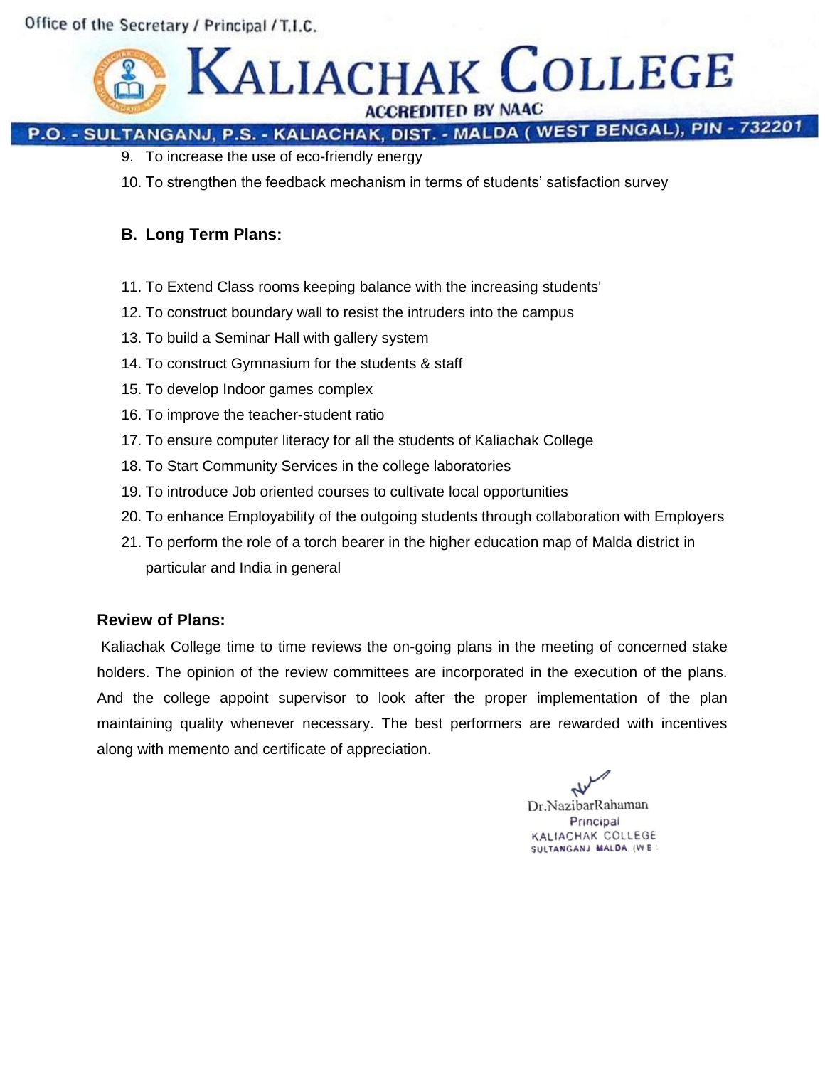9. To increase the use of eco-friendly energy
10. To strengthen the feedback mechanism in terms of students' satisfaction survey

**B. Long Term Plans:**

11. To Extend Class rooms keeping balance with the increasing students'
12. To construct boundary wall to resist the intruders into the campus
13. To build a Seminar Hall with gallery system
14. To construct Gymnasium for the students & staff
15. To develop Indoor games complex
16. To improve the teacher-student ratio
17. To ensure computer literacy for all the students of Kaliachak College
18. To Start Community Services in the college laboratories
19. To introduce Job oriented courses to cultivate local opportunities
20. To enhance Employability of the outgoing students through collaboration with Employers
21. To perform the role of a torch bearer in the higher education map of Malda district in particular and India in general

**Review of Plans:**

Kaliachak College time to time reviews the on-going plans in the meeting of concerned stake holders. The opinion of the review committees are incorporated in the execution of the plans. And the college appoint supervisor to look after the proper implementation of the plan maintaining quality whenever necessary. The best performers are rewarded with incentives along with memento and certificate of appreciation.

Dr.NazibarRahaman
Principal
KALIACHAK COLLEGE
SULTANGANJ MALDA (W.B.)